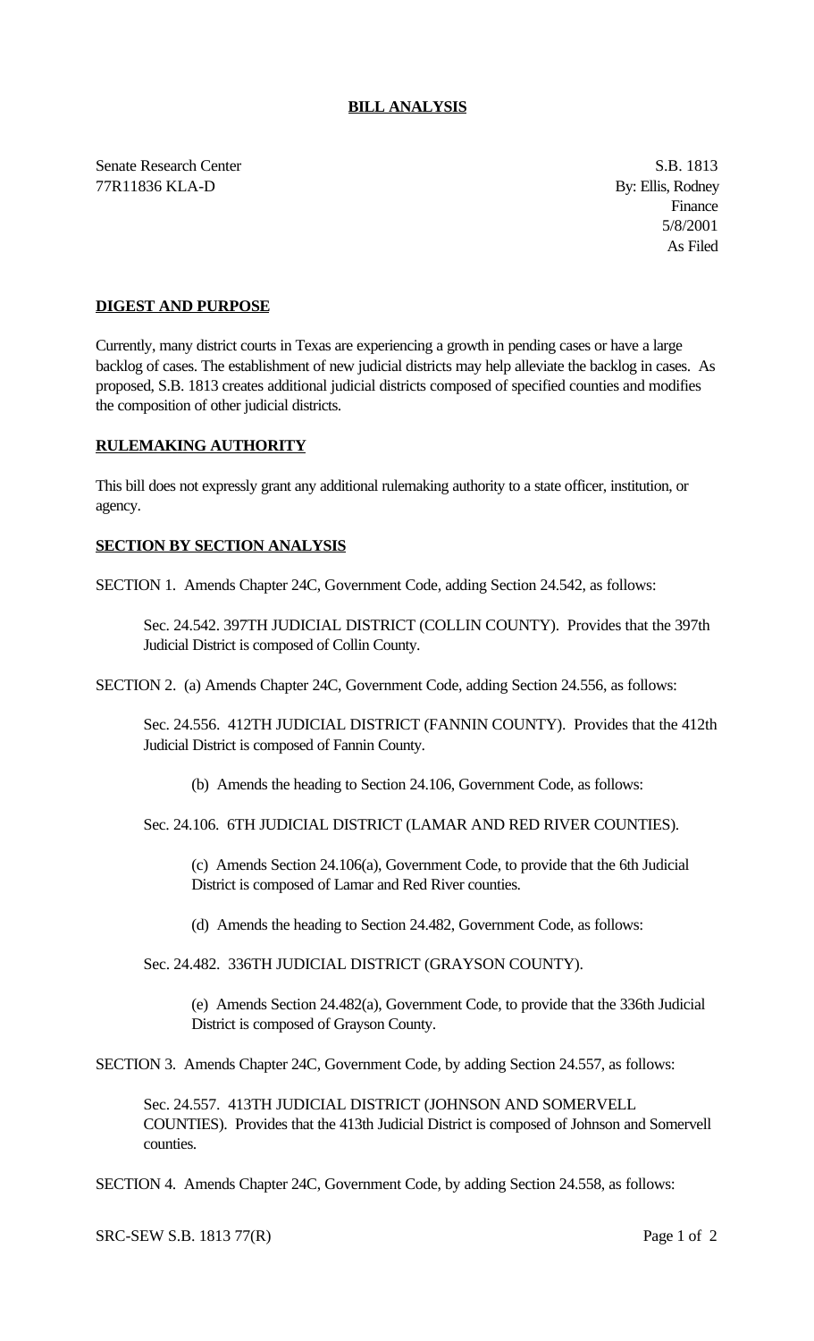**BILL ANALYSIS**

Senate Research Center
77R11836 KLA-D

S.B. 1813
By: Ellis, Rodney
Finance
5/8/2001
As Filed

**DIGEST AND PURPOSE**

Currently, many district courts in Texas are experiencing a growth in pending cases or have a large backlog of cases. The establishment of new judicial districts may help alleviate the backlog in cases. As proposed, S.B. 1813 creates additional judicial districts composed of specified counties and modifies the composition of other judicial districts.

**RULEMAKING AUTHORITY**

This bill does not expressly grant any additional rulemaking authority to a state officer, institution, or agency.

**SECTION BY SECTION ANALYSIS**

SECTION 1. Amends Chapter 24C, Government Code, adding Section 24.542, as follows:

> Sec. 24.542. 397TH JUDICIAL DISTRICT (COLLIN COUNTY). Provides that the 397th Judicial District is composed of Collin County.

SECTION 2. (a) Amends Chapter 24C, Government Code, adding Section 24.556, as follows:

> Sec. 24.556. 412TH JUDICIAL DISTRICT (FANNIN COUNTY). Provides that the 412th Judicial District is composed of Fannin County.
>
> (b) Amends the heading to Section 24.106, Government Code, as follows:
>
> Sec. 24.106. 6TH JUDICIAL DISTRICT (LAMAR AND RED RIVER COUNTIES).
>
> (c) Amends Section 24.106(a), Government Code, to provide that the 6th Judicial District is composed of Lamar and Red River counties.
>
> (d) Amends the heading to Section 24.482, Government Code, as follows:
>
> Sec. 24.482. 336TH JUDICIAL DISTRICT (GRAYSON COUNTY).
>
> (e) Amends Section 24.482(a), Government Code, to provide that the 336th Judicial District is composed of Grayson County.

SECTION 3. Amends Chapter 24C, Government Code, by adding Section 24.557, as follows:

> Sec. 24.557. 413TH JUDICIAL DISTRICT (JOHNSON AND SOMERVELL COUNTIES). Provides that the 413th Judicial District is composed of Johnson and Somervell counties.

SECTION 4. Amends Chapter 24C, Government Code, by adding Section 24.558, as follows: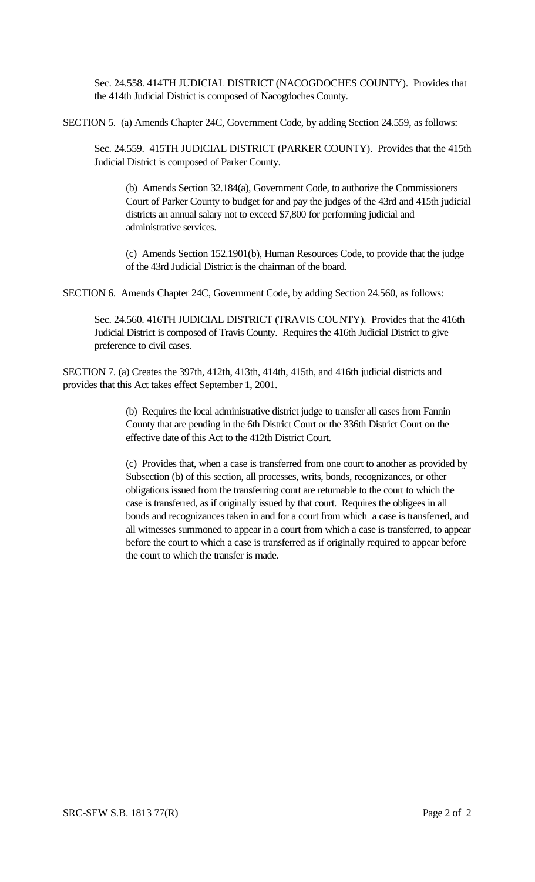Sec. 24.558. 414TH JUDICIAL DISTRICT (NACOGDOCHES COUNTY). Provides that the 414th Judicial District is composed of Nacogdoches County.

SECTION 5. (a) Amends Chapter 24C, Government Code, by adding Section 24.559, as follows:

Sec. 24.559. 415TH JUDICIAL DISTRICT (PARKER COUNTY). Provides that the 415th Judicial District is composed of Parker County.

(b) Amends Section 32.184(a), Government Code, to authorize the Commissioners Court of Parker County to budget for and pay the judges of the 43rd and 415th judicial districts an annual salary not to exceed $7,800 for performing judicial and administrative services.

(c) Amends Section 152.1901(b), Human Resources Code, to provide that the judge of the 43rd Judicial District is the chairman of the board.

SECTION 6. Amends Chapter 24C, Government Code, by adding Section 24.560, as follows:

Sec. 24.560. 416TH JUDICIAL DISTRICT (TRAVIS COUNTY). Provides that the 416th Judicial District is composed of Travis County. Requires the 416th Judicial District to give preference to civil cases.

SECTION 7. (a) Creates the 397th, 412th, 413th, 414th, 415th, and 416th judicial districts and provides that this Act takes effect September 1, 2001.

(b) Requires the local administrative district judge to transfer all cases from Fannin County that are pending in the 6th District Court or the 336th District Court on the effective date of this Act to the 412th District Court.

(c) Provides that, when a case is transferred from one court to another as provided by Subsection (b) of this section, all processes, writs, bonds, recognizances, or other obligations issued from the transferring court are returnable to the court to which the case is transferred, as if originally issued by that court. Requires the obligees in all bonds and recognizances taken in and for a court from which a case is transferred, and all witnesses summoned to appear in a court from which a case is transferred, to appear before the court to which a case is transferred as if originally required to appear before the court to which the transfer is made.